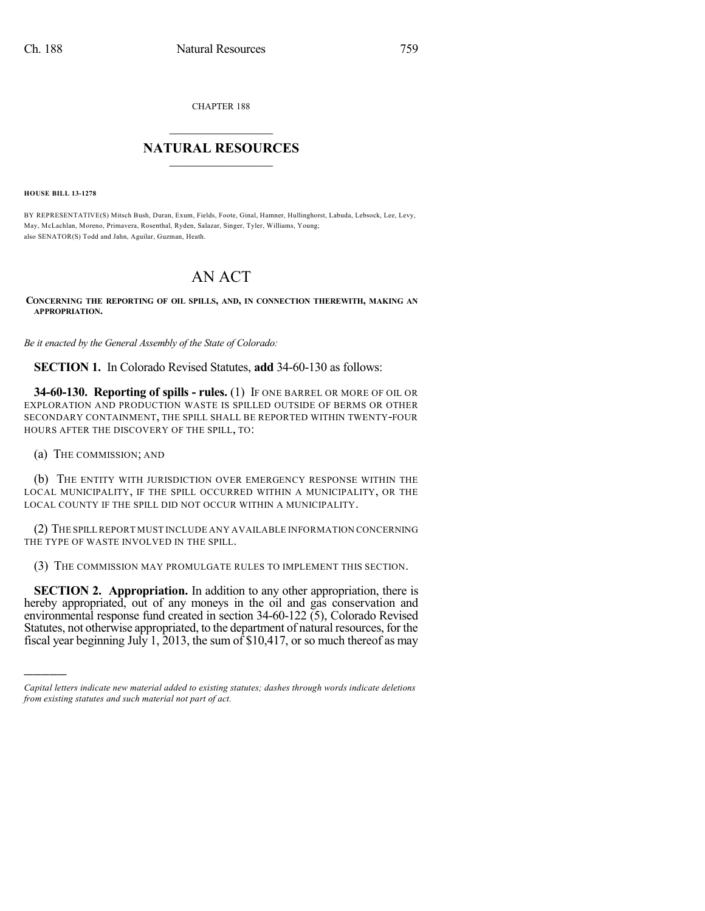CHAPTER 188

# NATURAL RESOURCES

**HOUSE BILL 13-1278**

BY REPRESENTATIVE(S) Mitsch Bush, Duran, Exum, Fields, Foote, Ginal, Hamner, Hullinghorst, Labuda, Lebsock, Lee, Levy, May, McLachlan, Moreno, Primavera, Rosenthal, Ryden, Salazar, Singer, Tyler, Williams, Young;
also SENATOR(S) Todd and Jahn, Aguilar, Guzman, Heath.

# AN ACT

**CONCERNING THE REPORTING OF OIL SPILLS, AND, IN CONNECTION THEREWITH, MAKING AN APPROPRIATION.**

*Be it enacted by the General Assembly of the State of Colorado:*

**SECTION 1.** In Colorado Revised Statutes, **add** 34-60-130 as follows:

**34-60-130. Reporting of spills - rules.** (1) IF ONE BARREL OR MORE OF OIL OR EXPLORATION AND PRODUCTION WASTE IS SPILLED OUTSIDE OF BERMS OR OTHER SECONDARY CONTAINMENT, THE SPILL SHALL BE REPORTED WITHIN TWENTY-FOUR HOURS AFTER THE DISCOVERY OF THE SPILL, TO:

(a) THE COMMISSION; AND

(b) THE ENTITY WITH JURISDICTION OVER EMERGENCY RESPONSE WITHIN THE LOCAL MUNICIPALITY, IF THE SPILL OCCURRED WITHIN A MUNICIPALITY, OR THE LOCAL COUNTY IF THE SPILL DID NOT OCCUR WITHIN A MUNICIPALITY.

(2) THE SPILL REPORT MUST INCLUDE ANY AVAILABLE INFORMATION CONCERNING THE TYPE OF WASTE INVOLVED IN THE SPILL.

(3) THE COMMISSION MAY PROMULGATE RULES TO IMPLEMENT THIS SECTION.

**SECTION 2. Appropriation.** In addition to any other appropriation, there is hereby appropriated, out of any moneys in the oil and gas conservation and environmental response fund created in section 34-60-122 (5), Colorado Revised Statutes, not otherwise appropriated, to the department of natural resources, for the fiscal year beginning July 1, 2013, the sum of $10,417, or so much thereof as may

---

*Capital letters indicate new material added to existing statutes; dashes through words indicate deletions from existing statutes and such material not part of act.*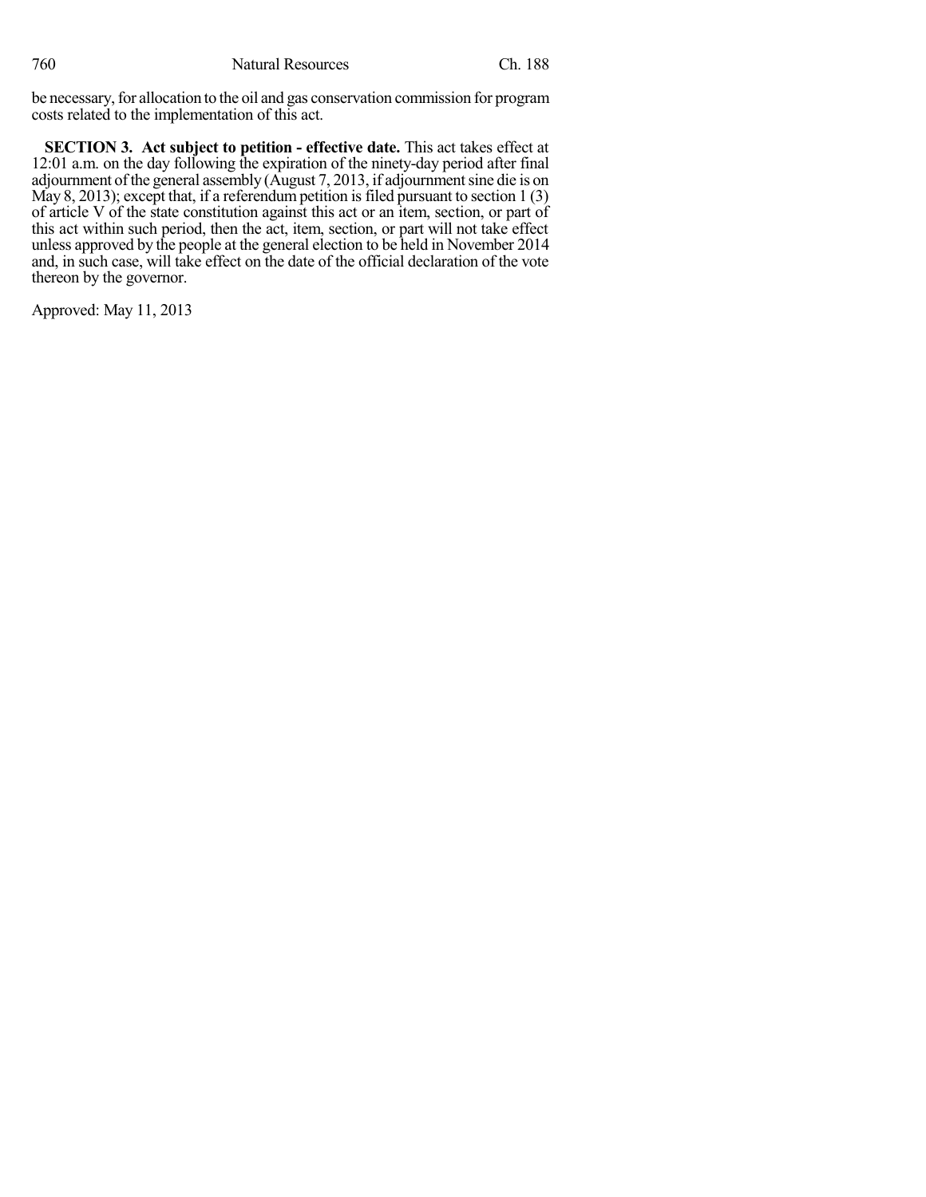be necessary, for allocation to the oil and gas conservation commission for program costs related to the implementation of this act.

**SECTION 3. Act subject to petition - effective date.** This act takes effect at 12:01 a.m. on the day following the expiration of the ninety-day period after final adjournment of the general assembly (August 7, 2013, if adjournment sine die is on May 8, 2013); except that, if a referendum petition is filed pursuant to section 1 (3) of article V of the state constitution against this act or an item, section, or part of this act within such period, then the act, item, section, or part will not take effect unless approved by the people at the general election to be held in November 2014 and, in such case, will take effect on the date of the official declaration of the vote thereon by the governor.

Approved: May 11, 2013